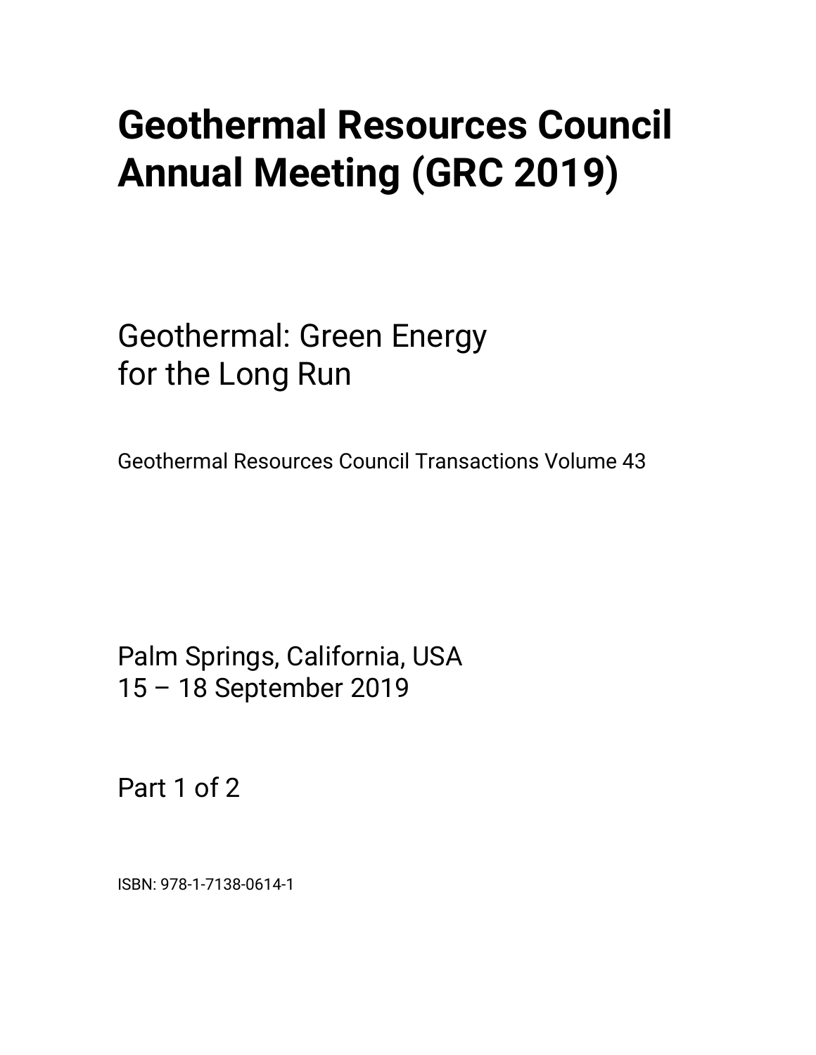# Geothermal Resources Council Annual Meeting (GRC 2019)

## Geothermal: Green Energy for the Long Run

Geothermal Resources Council Transactions Volume 43

Palm Springs, California, USA
15 – 18 September 2019

Part 1 of 2

ISBN: 978-1-7138-0614-1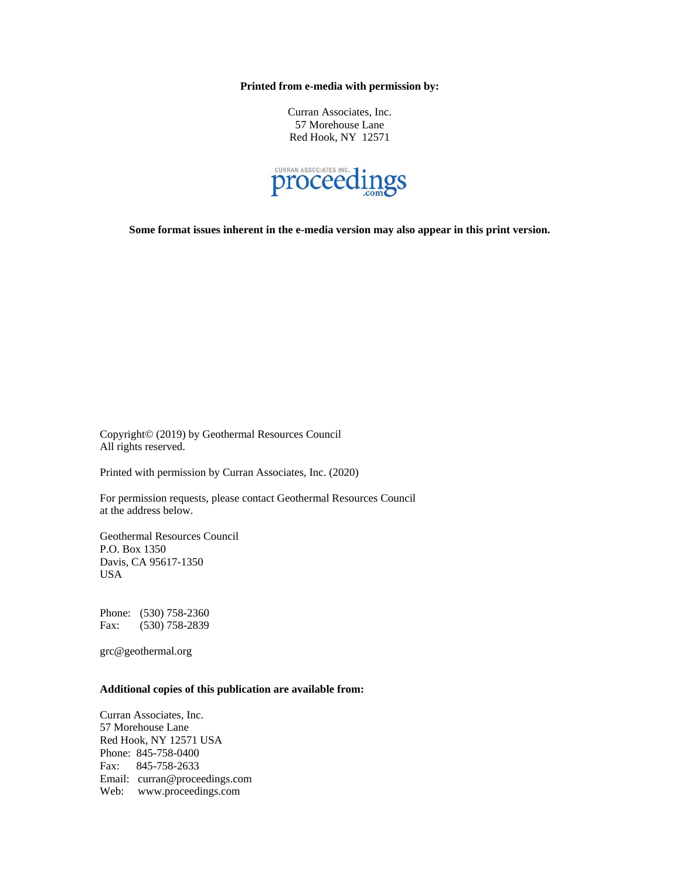**Printed from e-media with permission by:**

Curran Associates, Inc.
57 Morehouse Lane
Red Hook, NY 12571

CURRAN ASSOCIATES INC.
proceedings
.com

**Some format issues inherent in the e-media version may also appear in this print version.**

Copyright© (2019) by Geothermal Resources Council
All rights reserved.

Printed with permission by Curran Associates, Inc. (2020)

For permission requests, please contact Geothermal Resources Council at the address below.

Geothermal Resources Council
P.O. Box 1350
Davis, CA 95617-1350
USA

Phone: (530) 758-2360
Fax: (530) 758-2839

grc@geothermal.org

**Additional copies of this publication are available from:**

Curran Associates, Inc.
57 Morehouse Lane
Red Hook, NY 12571 USA
Phone: 845-758-0400
Fax: 845-758-2633
Email: curran@proceedings.com
Web: www.proceedings.com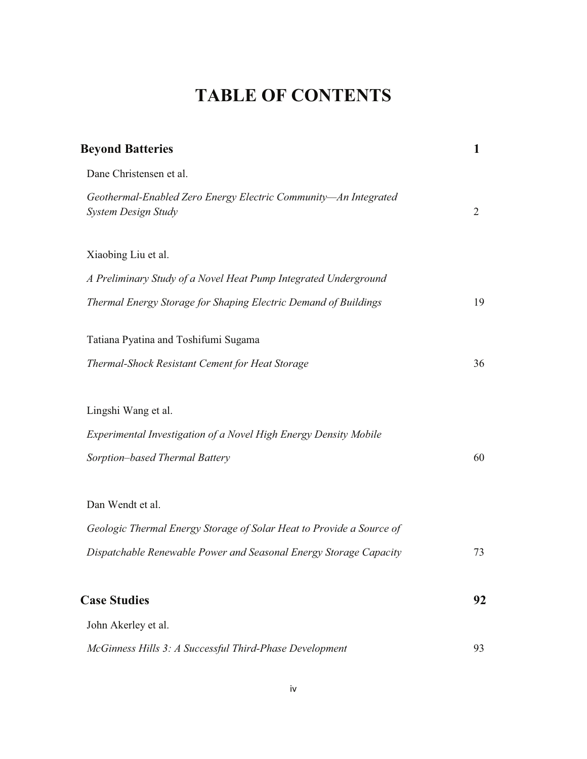# TABLE OF CONTENTS

**Beyond Batteries** **1**

Dane Christensen et al.

*Geothermal-Enabled Zero Energy Electric Community—An Integrated System Design Study* 2

Xiaobing Liu et al.

*A Preliminary Study of a Novel Heat Pump Integrated Underground Thermal Energy Storage for Shaping Electric Demand of Buildings* 19

Tatiana Pyatina and Toshifumi Sugama

*Thermal-Shock Resistant Cement for Heat Storage* 36

Lingshi Wang et al.

*Experimental Investigation of a Novel High Energy Density Mobile Sorption–based Thermal Battery* 60

Dan Wendt et al.

*Geologic Thermal Energy Storage of Solar Heat to Provide a Source of Dispatchable Renewable Power and Seasonal Energy Storage Capacity* 73

**Case Studies** **92**

John Akerley et al.

*McGinness Hills 3: A Successful Third-Phase Development* 93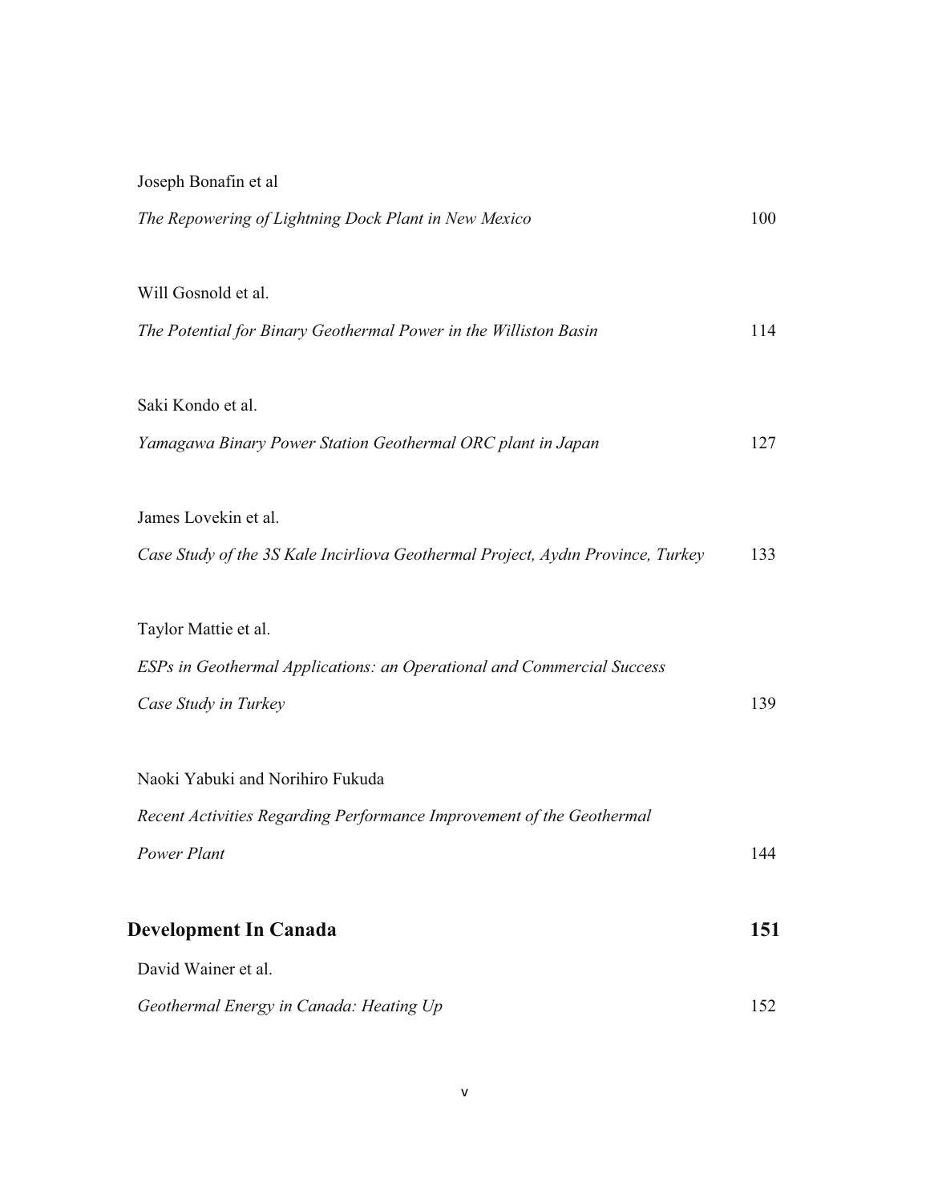Joseph Bonafin et al

*The Repowering of Lightning Dock Plant in New Mexico* 100

Will Gosnold et al.

*The Potential for Binary Geothermal Power in the Williston Basin* 114

Saki Kondo et al.

*Yamagawa Binary Power Station Geothermal ORC plant in Japan* 127

James Lovekin et al.

*Case Study of the 3S Kale Incirliova Geothermal Project, Aydın Province, Turkey* 133

Taylor Mattie et al.

*ESPs in Geothermal Applications: an Operational and Commercial Success Case Study in Turkey* 139

Naoki Yabuki and Norihiro Fukuda

*Recent Activities Regarding Performance Improvement of the Geothermal Power Plant* 144

## Development In Canada 151

David Wainer et al.

*Geothermal Energy in Canada: Heating Up* 152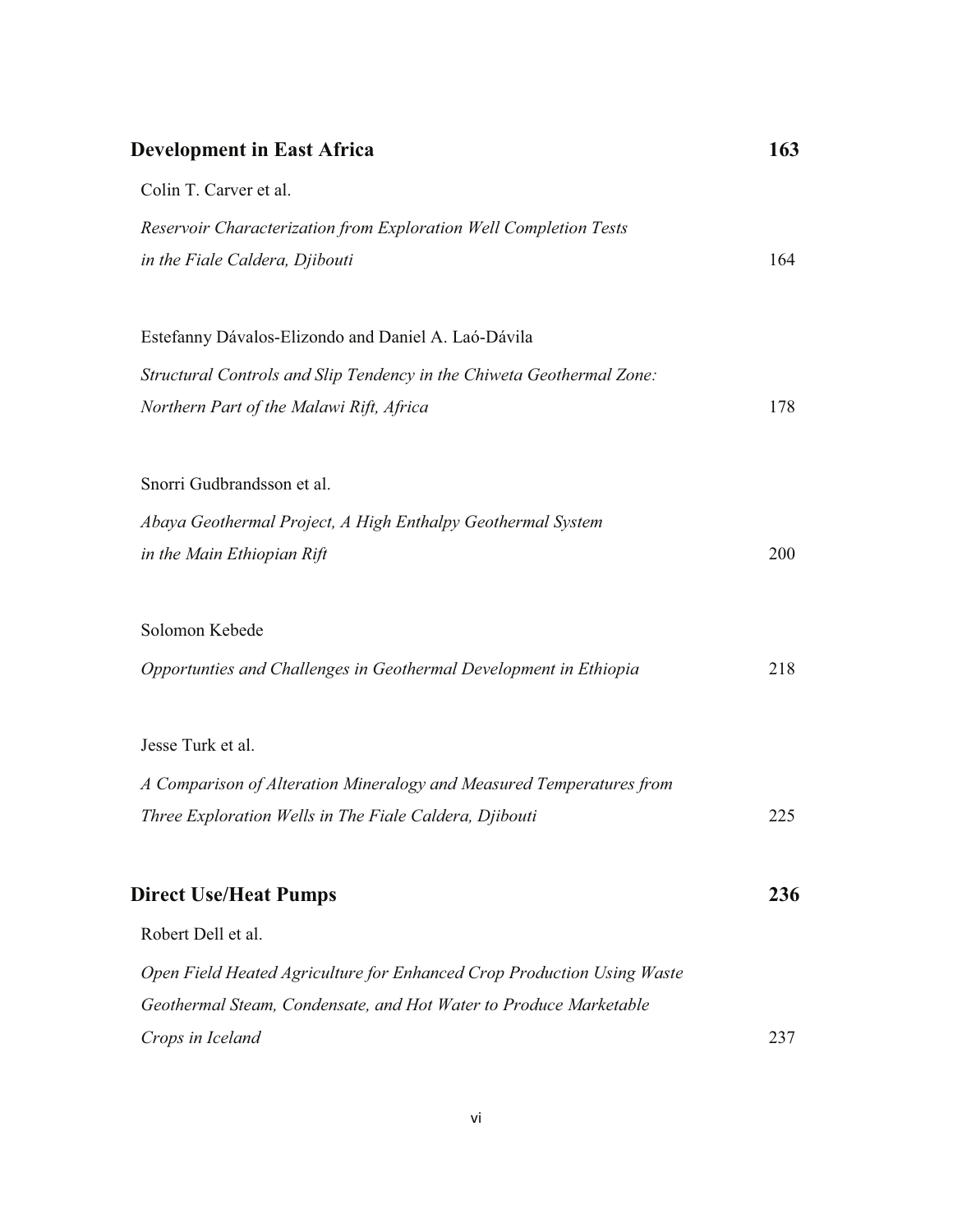## **Development in East Africa** 163

Colin T. Carver et al.

*Reservoir Characterization from Exploration Well Completion Tests in the Fiale Caldera, Djibouti* 164

Estefanny Dávalos-Elizondo and Daniel A. Laó-Dávila

*Structural Controls and Slip Tendency in the Chiweta Geothermal Zone: Northern Part of the Malawi Rift, Africa* 178

Snorri Gudbrandsson et al.

*Abaya Geothermal Project, A High Enthalpy Geothermal System in the Main Ethiopian Rift* 200

Solomon Kebede

*Opportunties and Challenges in Geothermal Development in Ethiopia* 218

Jesse Turk et al.

*A Comparison of Alteration Mineralogy and Measured Temperatures from Three Exploration Wells in The Fiale Caldera, Djibouti* 225

## **Direct Use/Heat Pumps** 236

Robert Dell et al.

*Open Field Heated Agriculture for Enhanced Crop Production Using Waste Geothermal Steam, Condensate, and Hot Water to Produce Marketable Crops in Iceland* 237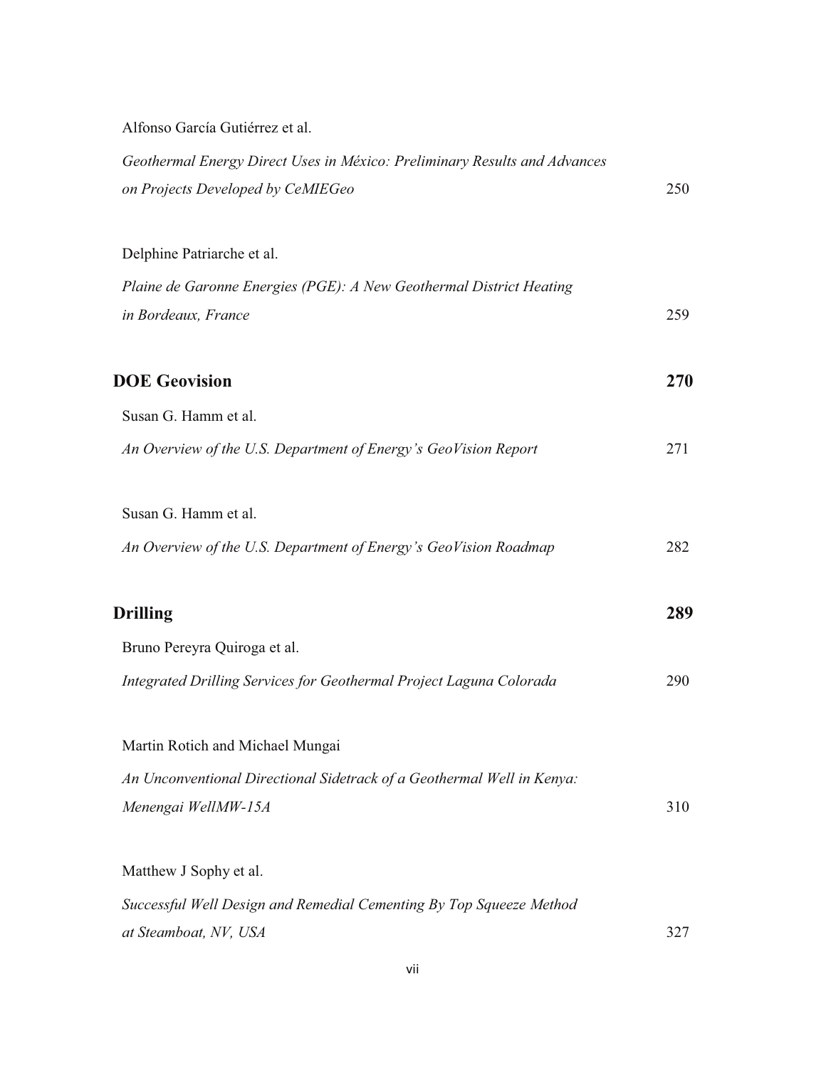Alfonso García Gutiérrez et al.

*Geothermal Energy Direct Uses in México: Preliminary Results and Advances on Projects Developed by CeMIEGeo* 250

Delphine Patriarche et al.

*Plaine de Garonne Energies (PGE): A New Geothermal District Heating in Bordeaux, France* 259

## DOE Geovision 270

Susan G. Hamm et al.

*An Overview of the U.S. Department of Energy's GeoVision Report* 271

Susan G. Hamm et al.

*An Overview of the U.S. Department of Energy's GeoVision Roadmap* 282

## Drilling 289

Bruno Pereyra Quiroga et al.

*Integrated Drilling Services for Geothermal Project Laguna Colorada* 290

Martin Rotich and Michael Mungai

*An Unconventional Directional Sidetrack of a Geothermal Well in Kenya: Menengai WellMW-15A* 310

Matthew J Sophy et al.

*Successful Well Design and Remedial Cementing By Top Squeeze Method at Steamboat, NV, USA* 327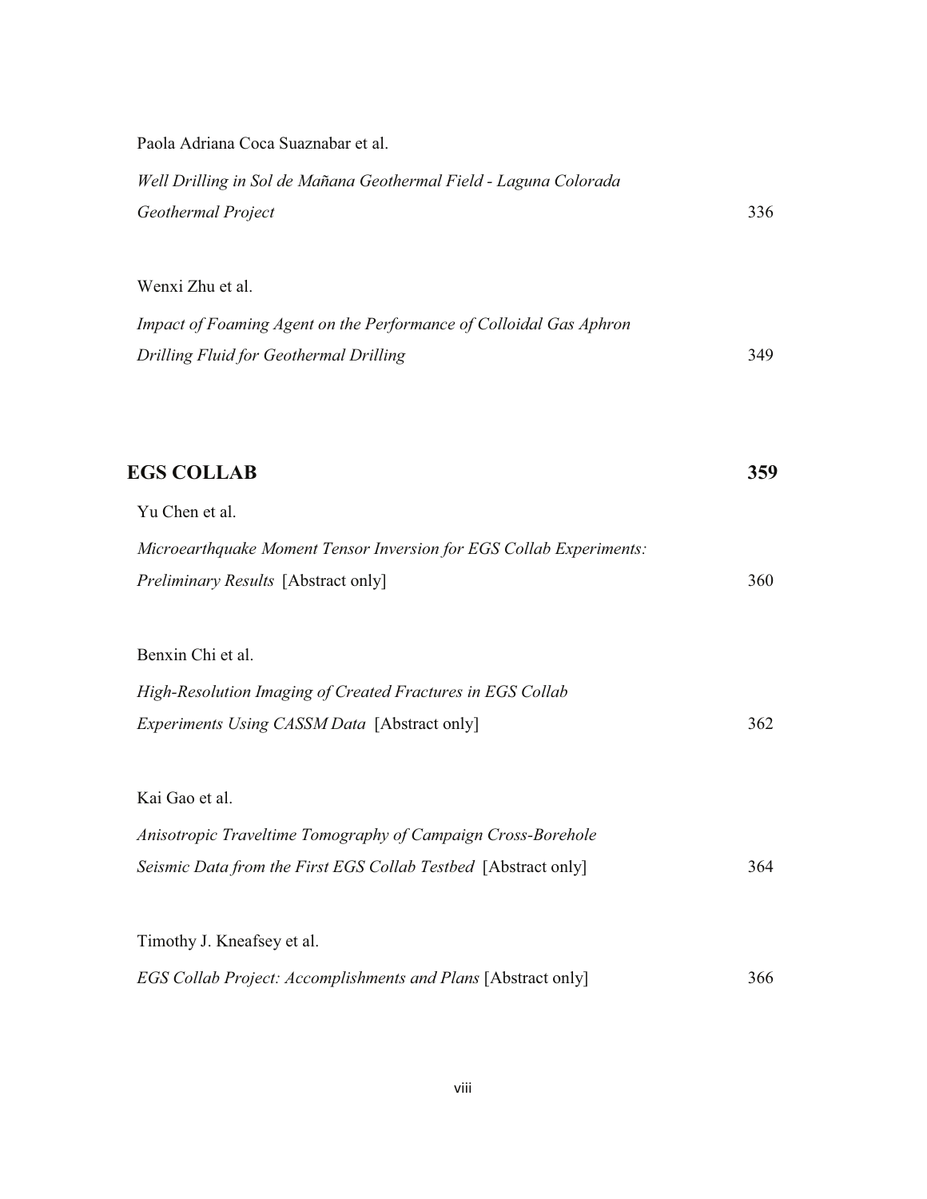Paola Adriana Coca Suaznabar et al.

*Well Drilling in Sol de Mañana Geothermal Field - Laguna Colorada Geothermal Project* 336

Wenxi Zhu et al.

*Impact of Foaming Agent on the Performance of Colloidal Gas Aphron Drilling Fluid for Geothermal Drilling* 349

## EGS COLLAB 359

Yu Chen et al.

*Microearthquake Moment Tensor Inversion for EGS Collab Experiments: Preliminary Results* [Abstract only] 360

Benxin Chi et al.

*High-Resolution Imaging of Created Fractures in EGS Collab Experiments Using CASSM Data* [Abstract only] 362

Kai Gao et al.

*Anisotropic Traveltime Tomography of Campaign Cross-Borehole Seismic Data from the First EGS Collab Testbed* [Abstract only] 364

Timothy J. Kneafsey et al.

*EGS Collab Project: Accomplishments and Plans* [Abstract only] 366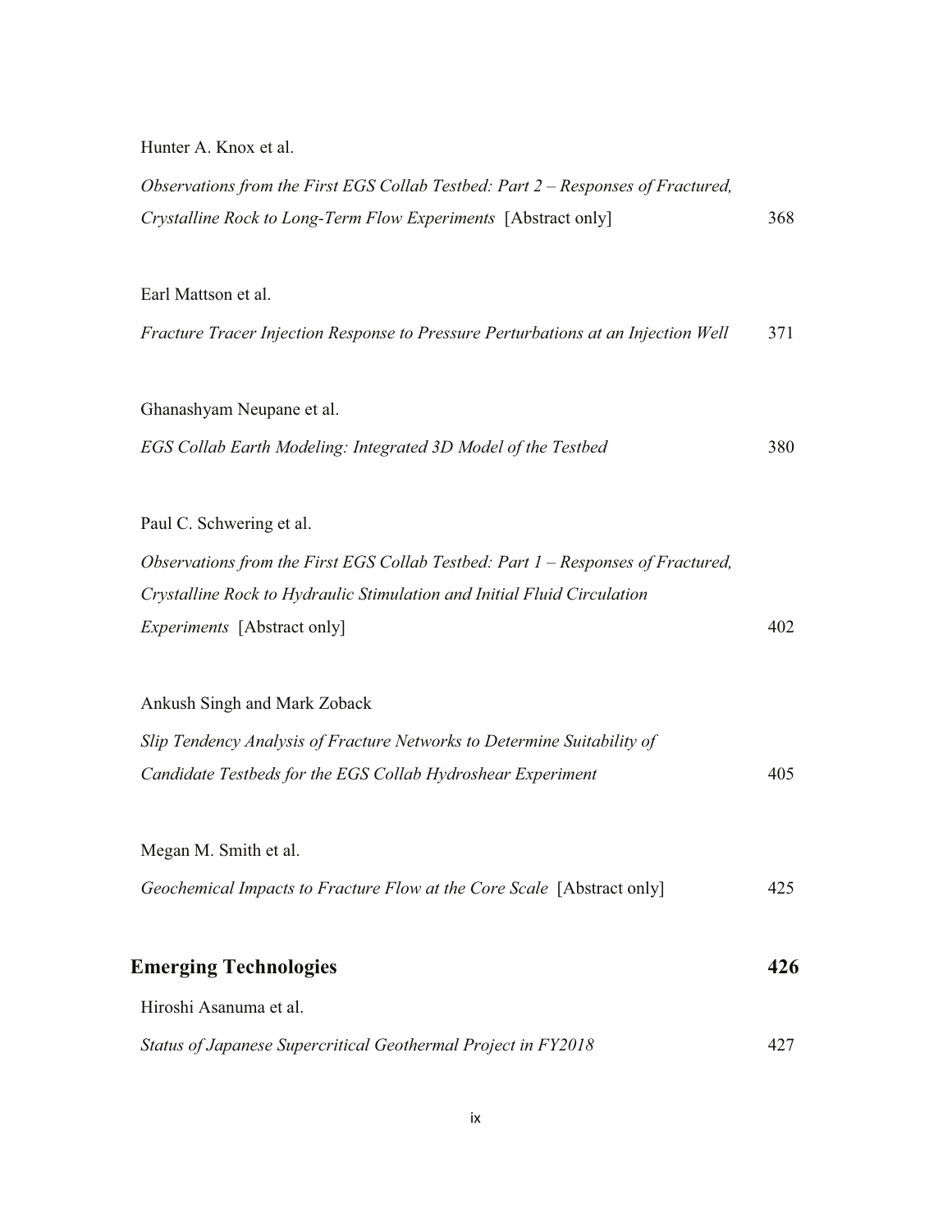Hunter A. Knox et al.

*Observations from the First EGS Collab Testbed: Part 2 – Responses of Fractured, Crystalline Rock to Long-Term Flow Experiments* [Abstract only] 368

Earl Mattson et al.

*Fracture Tracer Injection Response to Pressure Perturbations at an Injection Well* 371

Ghanashyam Neupane et al.

*EGS Collab Earth Modeling: Integrated 3D Model of the Testbed* 380

Paul C. Schwering et al.

*Observations from the First EGS Collab Testbed: Part 1 – Responses of Fractured, Crystalline Rock to Hydraulic Stimulation and Initial Fluid Circulation Experiments* [Abstract only] 402

Ankush Singh and Mark Zoback

*Slip Tendency Analysis of Fracture Networks to Determine Suitability of Candidate Testbeds for the EGS Collab Hydroshear Experiment* 405

Megan M. Smith et al.

*Geochemical Impacts to Fracture Flow at the Core Scale* [Abstract only] 425

## Emerging Technologies 426

Hiroshi Asanuma et al.

*Status of Japanese Supercritical Geothermal Project in FY2018* 427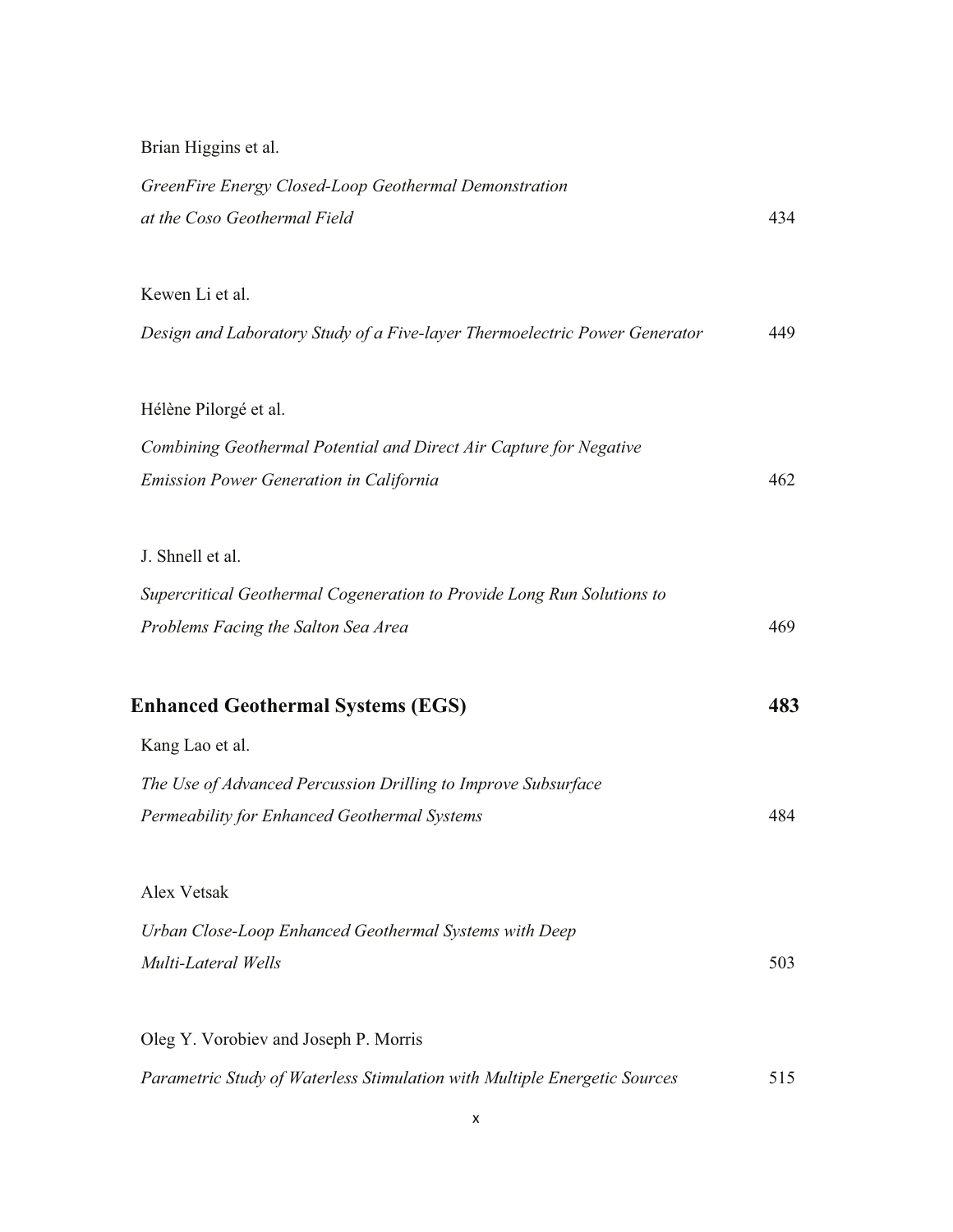Brian Higgins et al.

*GreenFire Energy Closed-Loop Geothermal Demonstration at the Coso Geothermal Field* 434

Kewen Li et al.

*Design and Laboratory Study of a Five-layer Thermoelectric Power Generator* 449

Hélène Pilorgé et al.

*Combining Geothermal Potential and Direct Air Capture for Negative Emission Power Generation in California* 462

J. Shnell et al.

*Supercritical Geothermal Cogeneration to Provide Long Run Solutions to Problems Facing the Salton Sea Area* 469

## Enhanced Geothermal Systems (EGS) 483

Kang Lao et al.

*The Use of Advanced Percussion Drilling to Improve Subsurface Permeability for Enhanced Geothermal Systems* 484

Alex Vetsak

*Urban Close-Loop Enhanced Geothermal Systems with Deep Multi-Lateral Wells* 503

Oleg Y. Vorobiev and Joseph P. Morris

*Parametric Study of Waterless Stimulation with Multiple Energetic Sources* 515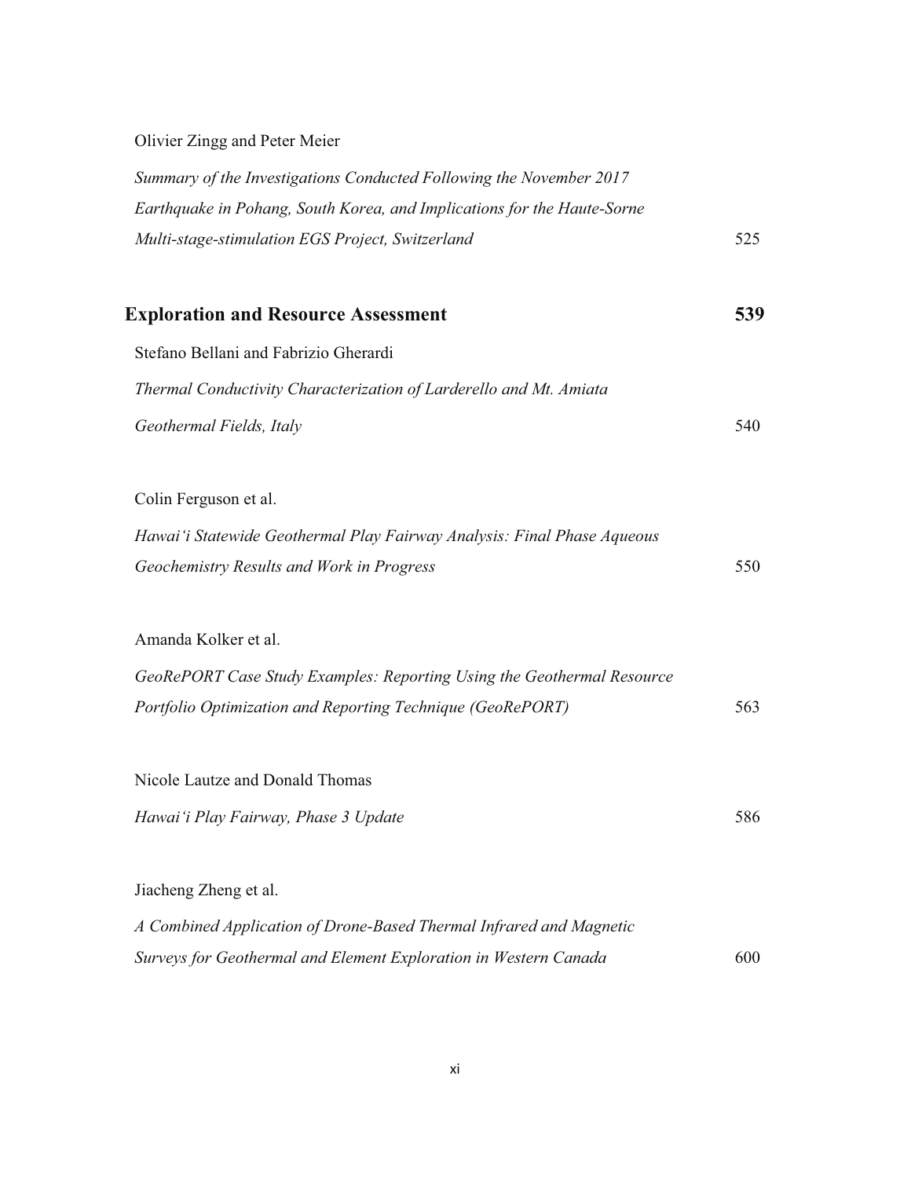Olivier Zingg and Peter Meier

*Summary of the Investigations Conducted Following the November 2017 Earthquake in Pohang, South Korea, and Implications for the Haute-Sorne Multi-stage-stimulation EGS Project, Switzerland* 525

## Exploration and Resource Assessment 539

Stefano Bellani and Fabrizio Gherardi

*Thermal Conductivity Characterization of Larderello and Mt. Amiata Geothermal Fields, Italy* 540

Colin Ferguson et al.

*Hawai'i Statewide Geothermal Play Fairway Analysis: Final Phase Aqueous Geochemistry Results and Work in Progress* 550

Amanda Kolker et al.

*GeoRePORT Case Study Examples: Reporting Using the Geothermal Resource Portfolio Optimization and Reporting Technique (GeoRePORT)* 563

Nicole Lautze and Donald Thomas

*Hawai'i Play Fairway, Phase 3 Update* 586

Jiacheng Zheng et al.

*A Combined Application of Drone-Based Thermal Infrared and Magnetic Surveys for Geothermal and Element Exploration in Western Canada* 600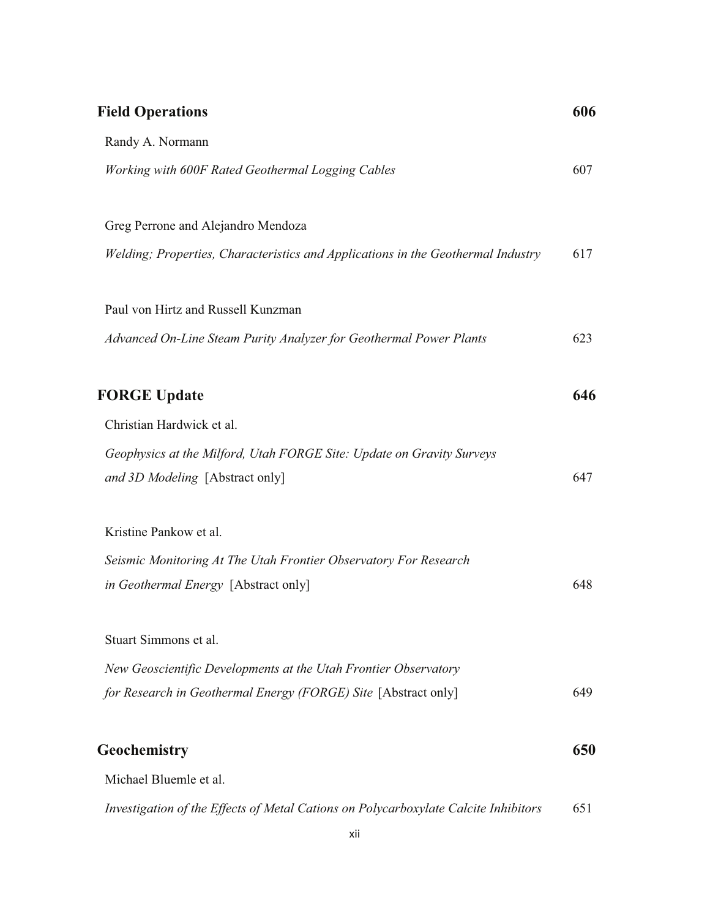**Field Operations** 606

Randy A. Normann

*Working with 600F Rated Geothermal Logging Cables* 607

Greg Perrone and Alejandro Mendoza

*Welding; Properties, Characteristics and Applications in the Geothermal Industry* 617

Paul von Hirtz and Russell Kunzman

*Advanced On-Line Steam Purity Analyzer for Geothermal Power Plants* 623

**FORGE Update** 646

Christian Hardwick et al.

*Geophysics at the Milford, Utah FORGE Site: Update on Gravity Surveys and 3D Modeling* [Abstract only] 647

Kristine Pankow et al.

*Seismic Monitoring At The Utah Frontier Observatory For Research in Geothermal Energy* [Abstract only] 648

Stuart Simmons et al.

*New Geoscientific Developments at the Utah Frontier Observatory for Research in Geothermal Energy (FORGE) Site* [Abstract only] 649

**Geochemistry** 650

Michael Bluemle et al.

*Investigation of the Effects of Metal Cations on Polycarboxylate Calcite Inhibitors* 651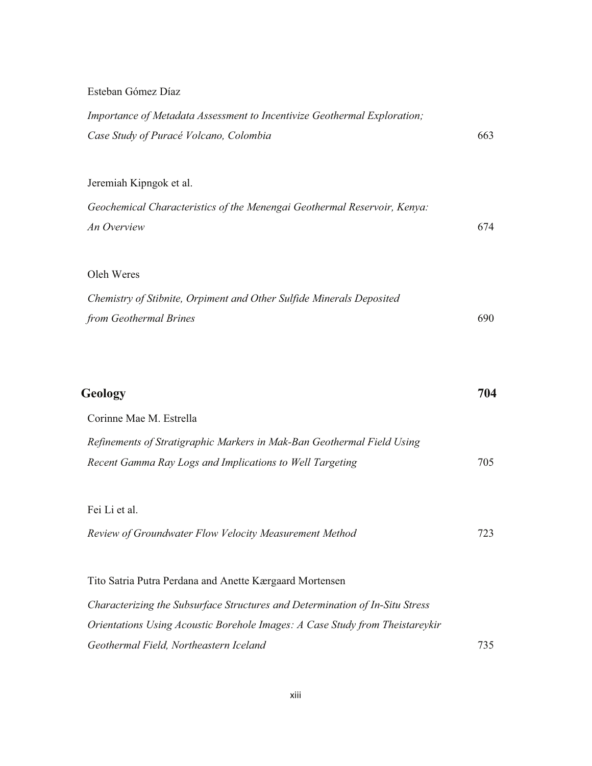Esteban Gómez Díaz

*Importance of Metadata Assessment to Incentivize Geothermal Exploration; Case Study of Puracé Volcano, Colombia* 663

Jeremiah Kipngok et al.

*Geochemical Characteristics of the Menengai Geothermal Reservoir, Kenya: An Overview* 674

Oleh Weres

*Chemistry of Stibnite, Orpiment and Other Sulfide Minerals Deposited from Geothermal Brines* 690

## Geology 704

Corinne Mae M. Estrella

*Refinements of Stratigraphic Markers in Mak-Ban Geothermal Field Using Recent Gamma Ray Logs and Implications to Well Targeting* 705

Fei Li et al.

*Review of Groundwater Flow Velocity Measurement Method* 723

Tito Satria Putra Perdana and Anette Kærgaard Mortensen

*Characterizing the Subsurface Structures and Determination of In-Situ Stress Orientations Using Acoustic Borehole Images: A Case Study from Theistareykir Geothermal Field, Northeastern Iceland* 735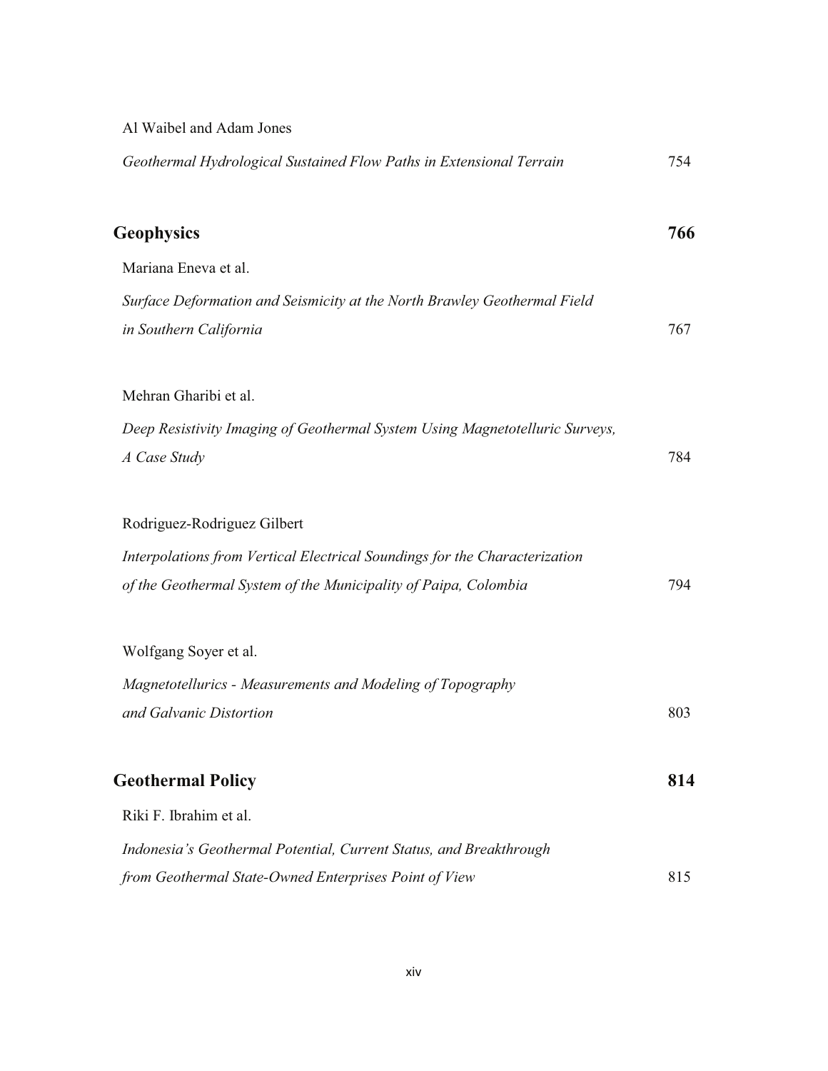Al Waibel and Adam Jones

*Geothermal Hydrological Sustained Flow Paths in Extensional Terrain* 754

## **Geophysics** 766

Mariana Eneva et al.

*Surface Deformation and Seismicity at the North Brawley Geothermal Field in Southern California* 767

Mehran Gharibi et al.

*Deep Resistivity Imaging of Geothermal System Using Magnetotelluric Surveys, A Case Study* 784

Rodriguez-Rodriguez Gilbert

*Interpolations from Vertical Electrical Soundings for the Characterization of the Geothermal System of the Municipality of Paipa, Colombia* 794

Wolfgang Soyer et al.

*Magnetotellurics - Measurements and Modeling of Topography and Galvanic Distortion* 803

## **Geothermal Policy** 814

Riki F. Ibrahim et al.

*Indonesia's Geothermal Potential, Current Status, and Breakthrough from Geothermal State-Owned Enterprises Point of View* 815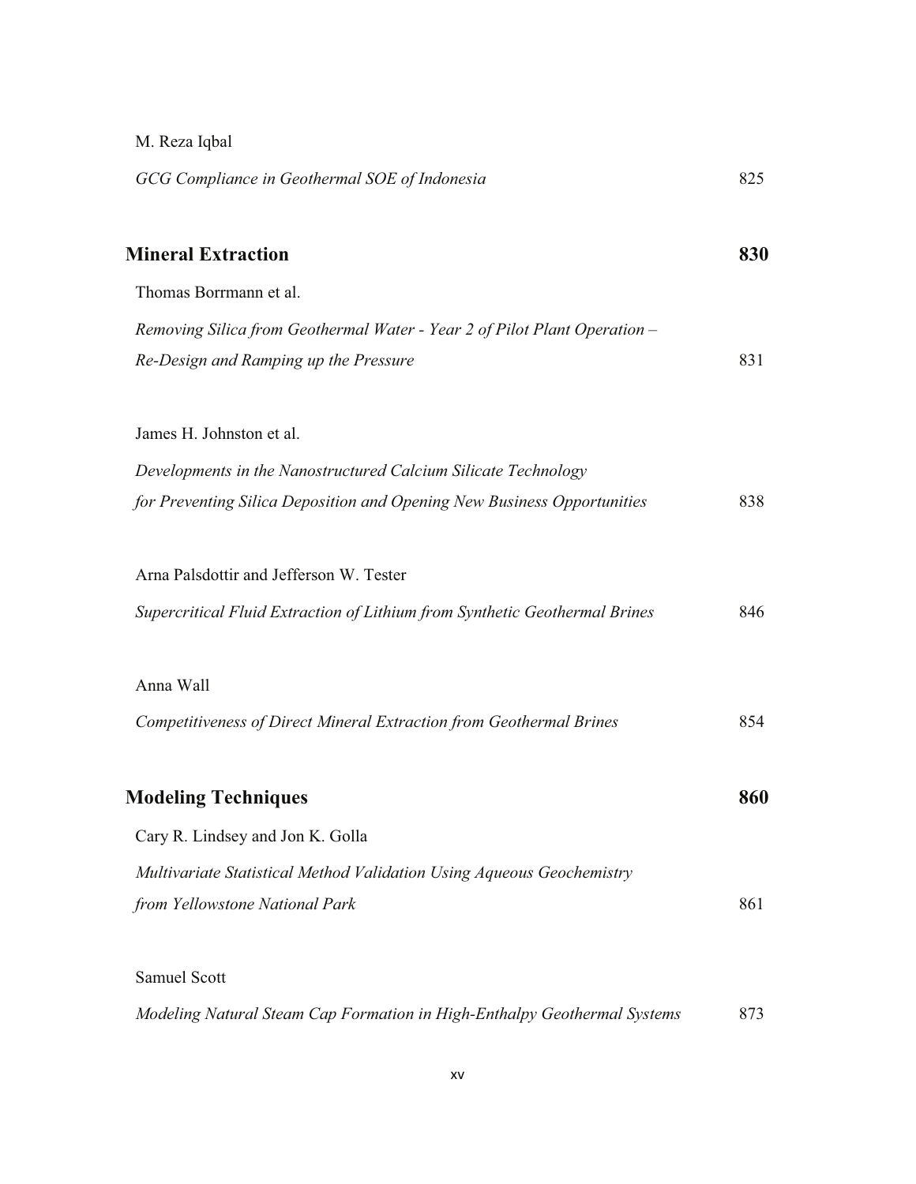M. Reza Iqbal

*GCG Compliance in Geothermal SOE of Indonesia* 825

## Mineral Extraction 830

Thomas Borrmann et al.

*Removing Silica from Geothermal Water - Year 2 of Pilot Plant Operation – Re-Design and Ramping up the Pressure* 831

James H. Johnston et al.

*Developments in the Nanostructured Calcium Silicate Technology for Preventing Silica Deposition and Opening New Business Opportunities* 838

Arna Palsdottir and Jefferson W. Tester

*Supercritical Fluid Extraction of Lithium from Synthetic Geothermal Brines* 846

Anna Wall

*Competitiveness of Direct Mineral Extraction from Geothermal Brines* 854

## Modeling Techniques 860

Cary R. Lindsey and Jon K. Golla

*Multivariate Statistical Method Validation Using Aqueous Geochemistry from Yellowstone National Park* 861

Samuel Scott

*Modeling Natural Steam Cap Formation in High-Enthalpy Geothermal Systems* 873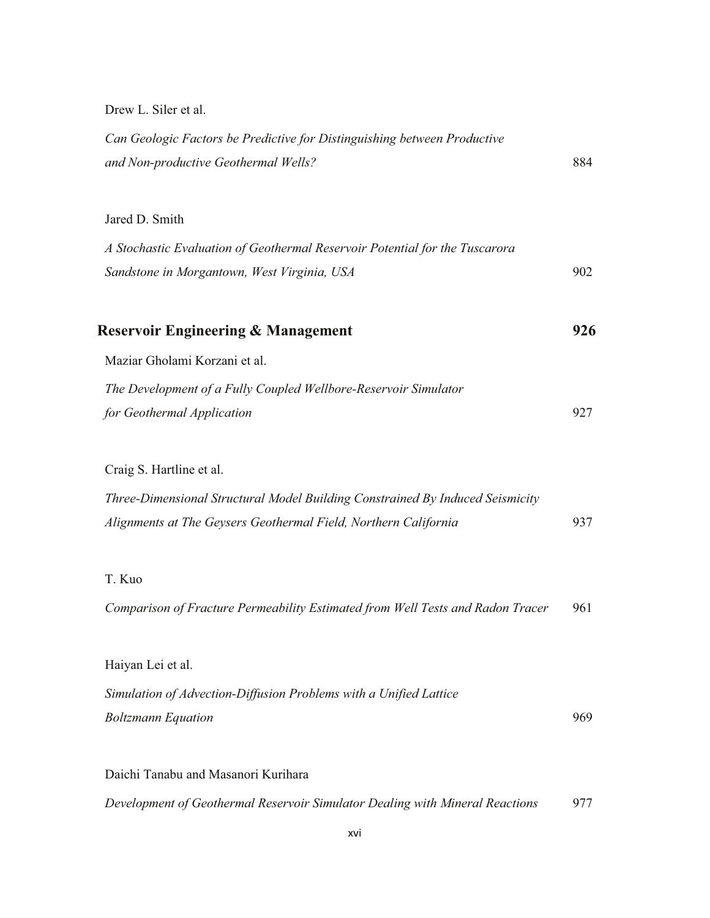Drew L. Siler et al.

*Can Geologic Factors be Predictive for Distinguishing between Productive and Non-productive Geothermal Wells?* 884

Jared D. Smith

*A Stochastic Evaluation of Geothermal Reservoir Potential for the Tuscarora Sandstone in Morgantown, West Virginia, USA* 902

## Reservoir Engineering & Management 926

Maziar Gholami Korzani et al.

*The Development of a Fully Coupled Wellbore-Reservoir Simulator for Geothermal Application* 927

Craig S. Hartline et al.

*Three-Dimensional Structural Model Building Constrained By Induced Seismicity Alignments at The Geysers Geothermal Field, Northern California* 937

T. Kuo

*Comparison of Fracture Permeability Estimated from Well Tests and Radon Tracer* 961

Haiyan Lei et al.

*Simulation of Advection-Diffusion Problems with a Unified Lattice Boltzmann Equation* 969

Daichi Tanabu and Masanori Kurihara

*Development of Geothermal Reservoir Simulator Dealing with Mineral Reactions* 977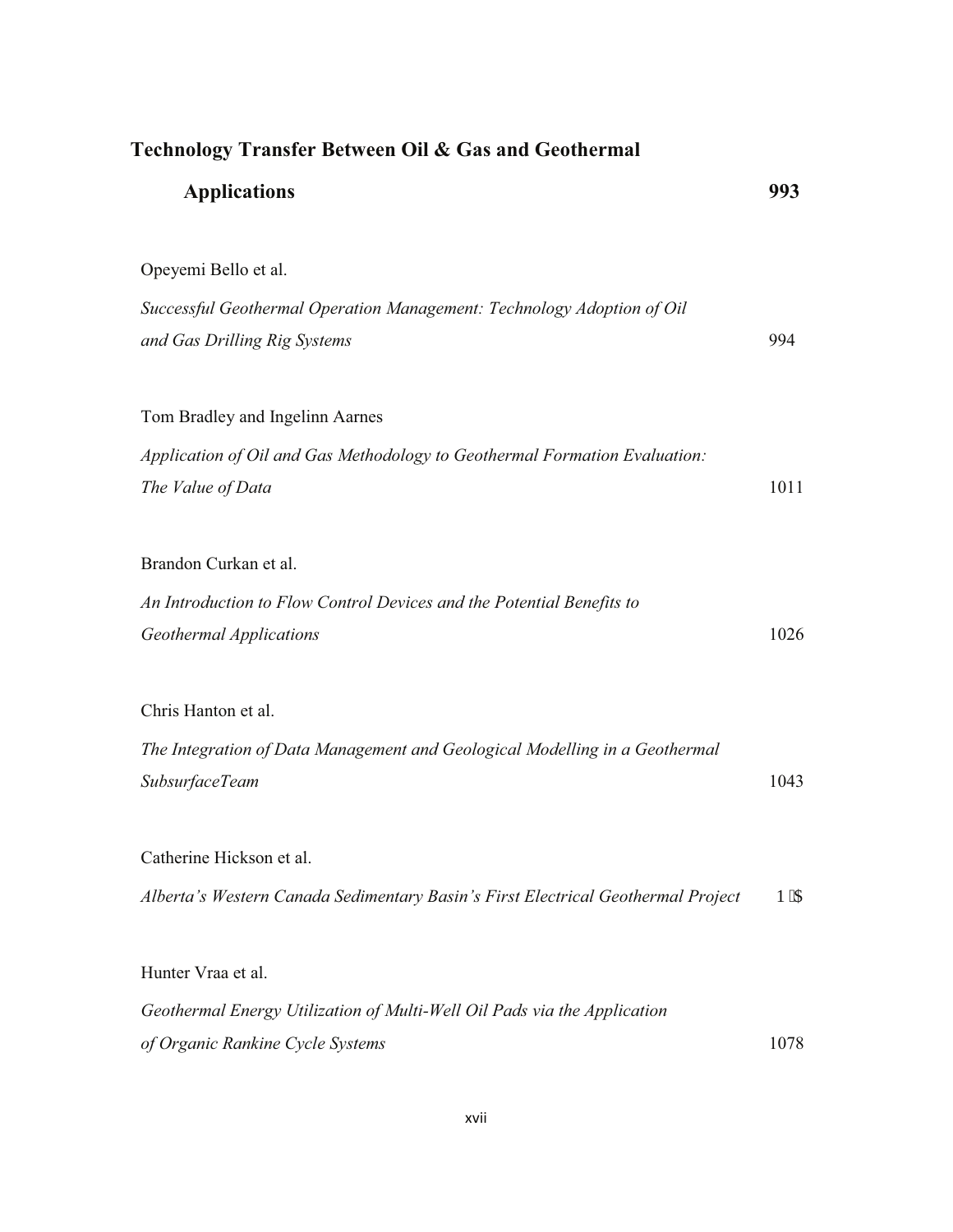## Technology Transfer Between Oil & Gas and Geothermal Applications 993

Opeyemi Bello et al.

*Successful Geothermal Operation Management: Technology Adoption of Oil and Gas Drilling Rig Systems* 994

Tom Bradley and Ingelinn Aarnes

*Application of Oil and Gas Methodology to Geothermal Formation Evaluation: The Value of Data* 1011

Brandon Curkan et al.

*An Introduction to Flow Control Devices and the Potential Benefits to Geothermal Applications* 1026

Chris Hanton et al.

*The Integration of Data Management and Geological Modelling in a Geothermal SubsurfaceTeam* 1043

Catherine Hickson et al.

*Alberta's Western Canada Sedimentary Basin's First Electrical Geothermal Project* 1 $

Hunter Vraa et al.

*Geothermal Energy Utilization of Multi-Well Oil Pads via the Application of Organic Rankine Cycle Systems* 1078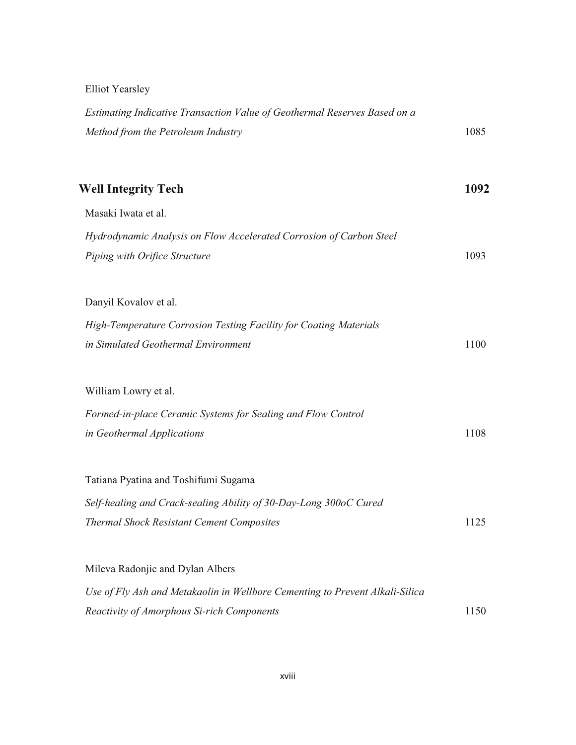Elliot Yearsley

*Estimating Indicative Transaction Value of Geothermal Reserves Based on a Method from the Petroleum Industry* 1085

## Well Integrity Tech 1092

Masaki Iwata et al.

*Hydrodynamic Analysis on Flow Accelerated Corrosion of Carbon Steel Piping with Orifice Structure* 1093

Danyil Kovalov et al.

*High-Temperature Corrosion Testing Facility for Coating Materials in Simulated Geothermal Environment* 1100

William Lowry et al.

*Formed-in-place Ceramic Systems for Sealing and Flow Control in Geothermal Applications* 1108

Tatiana Pyatina and Toshifumi Sugama

*Self-healing and Crack-sealing Ability of 30-Day-Long 300oC Cured Thermal Shock Resistant Cement Composites* 1125

Mileva Radonjic and Dylan Albers

*Use of Fly Ash and Metakaolin in Wellbore Cementing to Prevent Alkali-Silica Reactivity of Amorphous Si-rich Components* 1150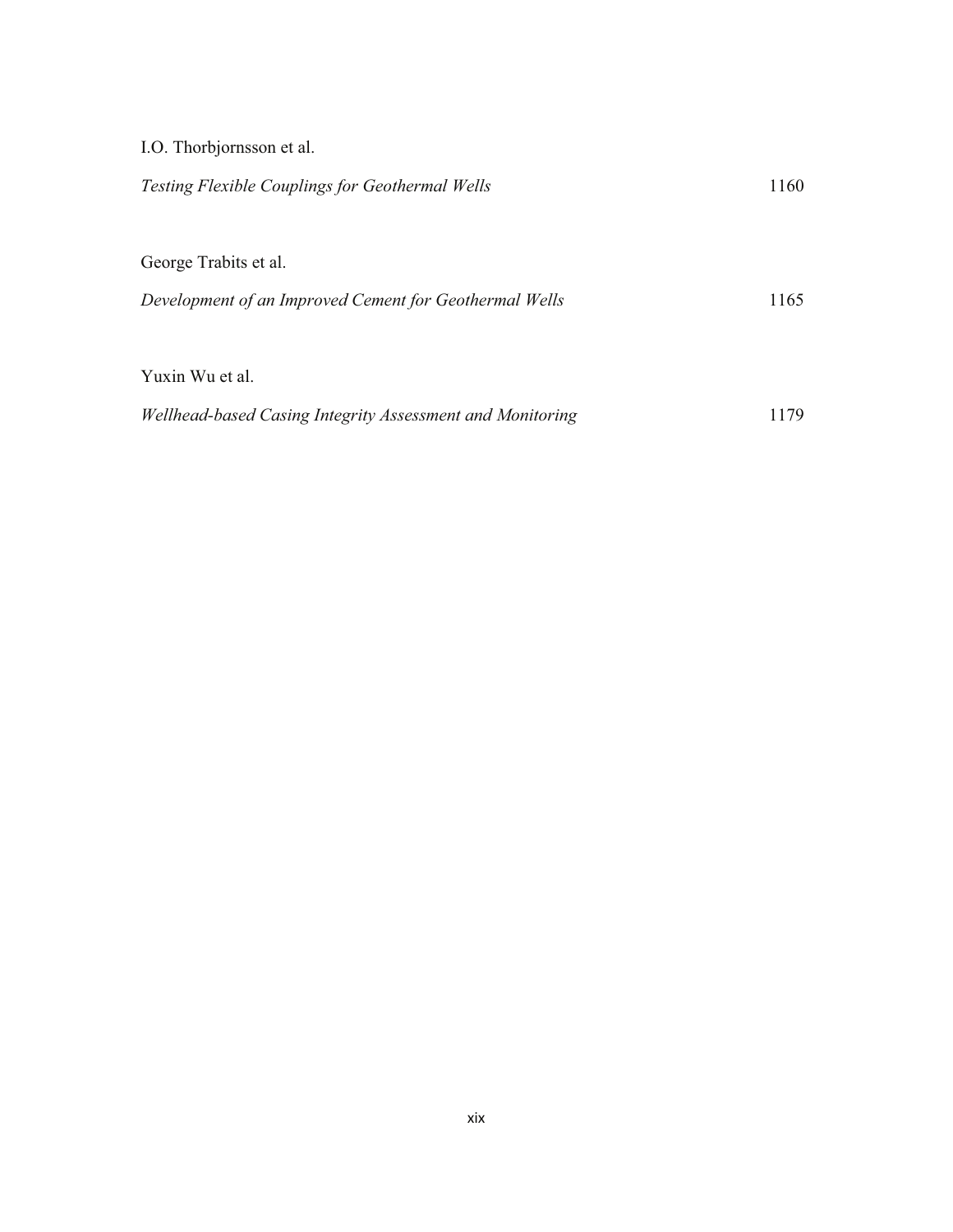I.O. Thorbjornsson et al.

*Testing Flexible Couplings for Geothermal Wells* 1160

George Trabits et al.

*Development of an Improved Cement for Geothermal Wells* 1165

Yuxin Wu et al.

*Wellhead-based Casing Integrity Assessment and Monitoring* 1179